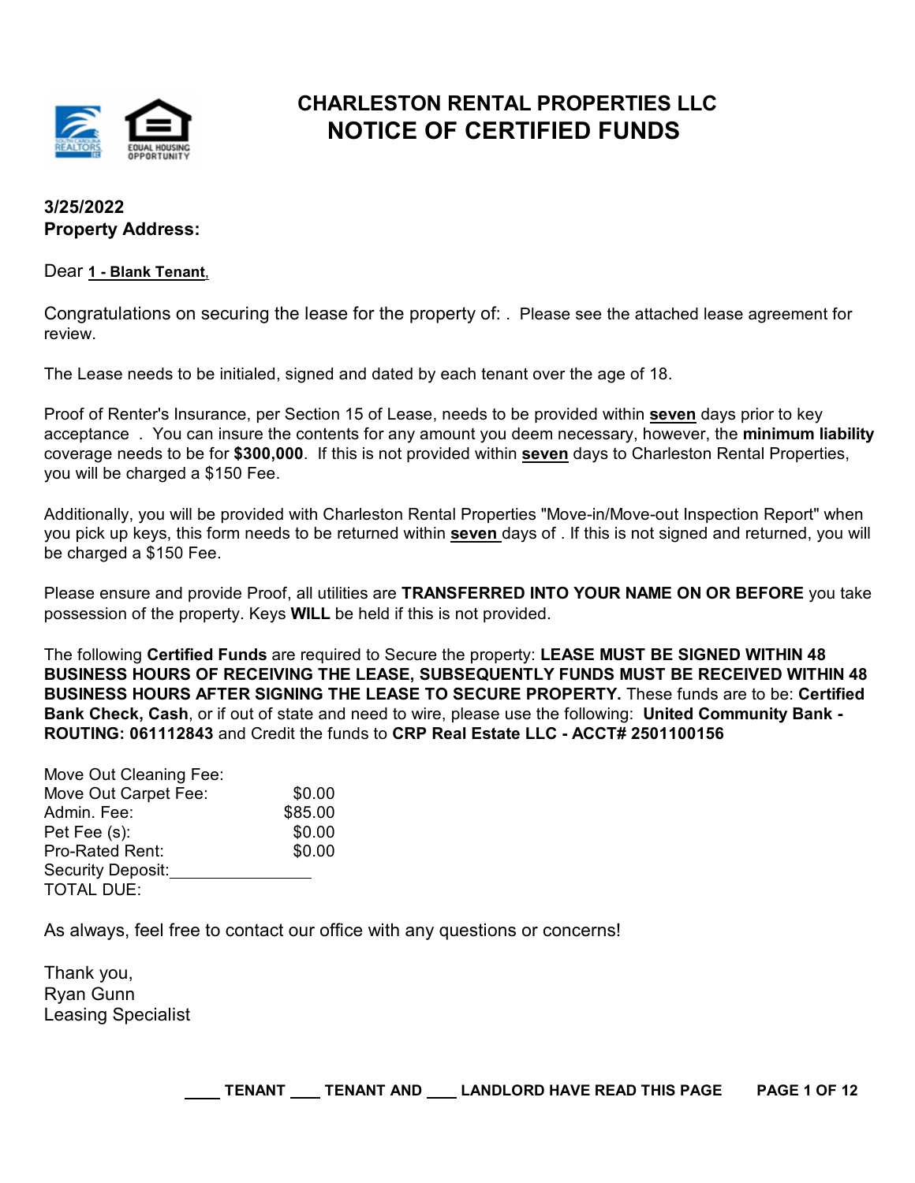# CHARLESTON RENTAL PROPERTIES LLC
## NOTICE OF CERTIFIED FUNDS

**3/25/2022**
**Property Address:**

Dear **1 - Blank Tenant**,

Congratulations on securing the lease for the property of: . Please see the attached lease agreement for review.

The Lease needs to be initialed, signed and dated by each tenant over the age of 18.

Proof of Renter's Insurance, per Section 15 of Lease, needs to be provided within **seven** days prior to key acceptance . You can insure the contents for any amount you deem necessary, however, the **minimum liability** coverage needs to be for **$300,000**. If this is not provided within **seven** days to Charleston Rental Properties, you will be charged a $150 Fee.

Additionally, you will be provided with Charleston Rental Properties "Move-in/Move-out Inspection Report" when you pick up keys, this form needs to be returned within **seven** days of . If this is not signed and returned, you will be charged a $150 Fee.

Please ensure and provide Proof, all utilities are **TRANSFERRED INTO YOUR NAME ON OR BEFORE** you take possession of the property. Keys **WILL** be held if this is not provided.

The following **Certified Funds** are required to Secure the property: **LEASE MUST BE SIGNED WITHIN 48 BUSINESS HOURS OF RECEIVING THE LEASE, SUBSEQUENTLY FUNDS MUST BE RECEIVED WITHIN 48 BUSINESS HOURS AFTER SIGNING THE LEASE TO SECURE PROPERTY.** These funds are to be: **Certified Bank Check, Cash**, or if out of state and need to wire, please use the following: **United Community Bank - ROUTING: 061112843** and Credit the funds to **CRP Real Estate LLC - ACCT# 2501100156**

| | |
|---|---|
| Move Out Cleaning Fee: | |
| Move Out Carpet Fee: | $0.00 |
| Admin. Fee: | $85.00 |
| Pet Fee (s): | $0.00 |
| Pro-Rated Rent: | $0.00 |
| Security Deposit: | |
| TOTAL DUE: | |

As always, feel free to contact our office with any questions or concerns!

Thank you,
Ryan Gunn
Leasing Specialist

____ TENANT ____ TENANT AND ____ LANDLORD HAVE READ THIS PAGE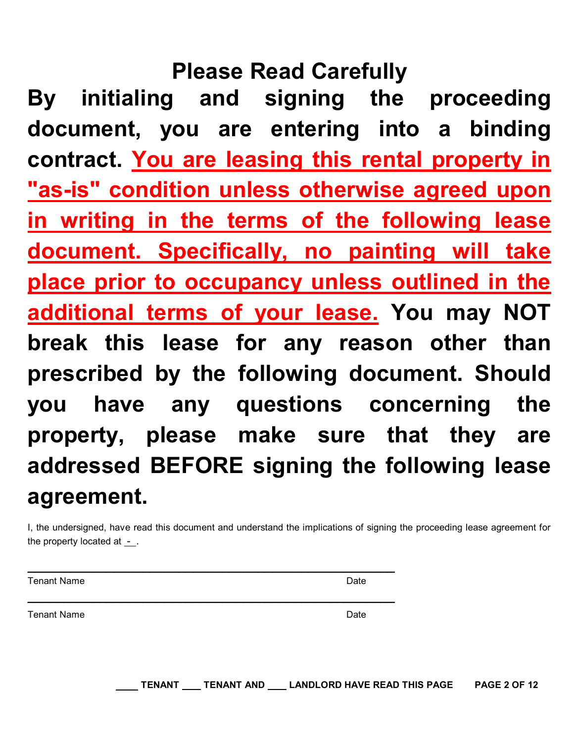# Please Read Carefully

**By initialing and signing the proceeding document, you are entering into a binding contract. <u>You are leasing this rental property in "as-is" condition unless otherwise agreed upon in writing in the terms of the following lease document. Specifically, no painting will take place prior to occupancy unless outlined in the additional terms of your lease.</u> You may NOT break this lease for any reason other than prescribed by the following document. Should you have any questions concerning the property, please make sure that they are addressed BEFORE signing the following lease agreement.**

I, the undersigned, have read this document and understand the implications of signing the proceeding lease agreement for the property located at -.

_______________________________________________

Tenant Name                                                                                    Date

_______________________________________________

Tenant Name                                                                                    Date

**____ TENANT ____ TENANT AND ____ LANDLORD HAVE READ THIS PAGE**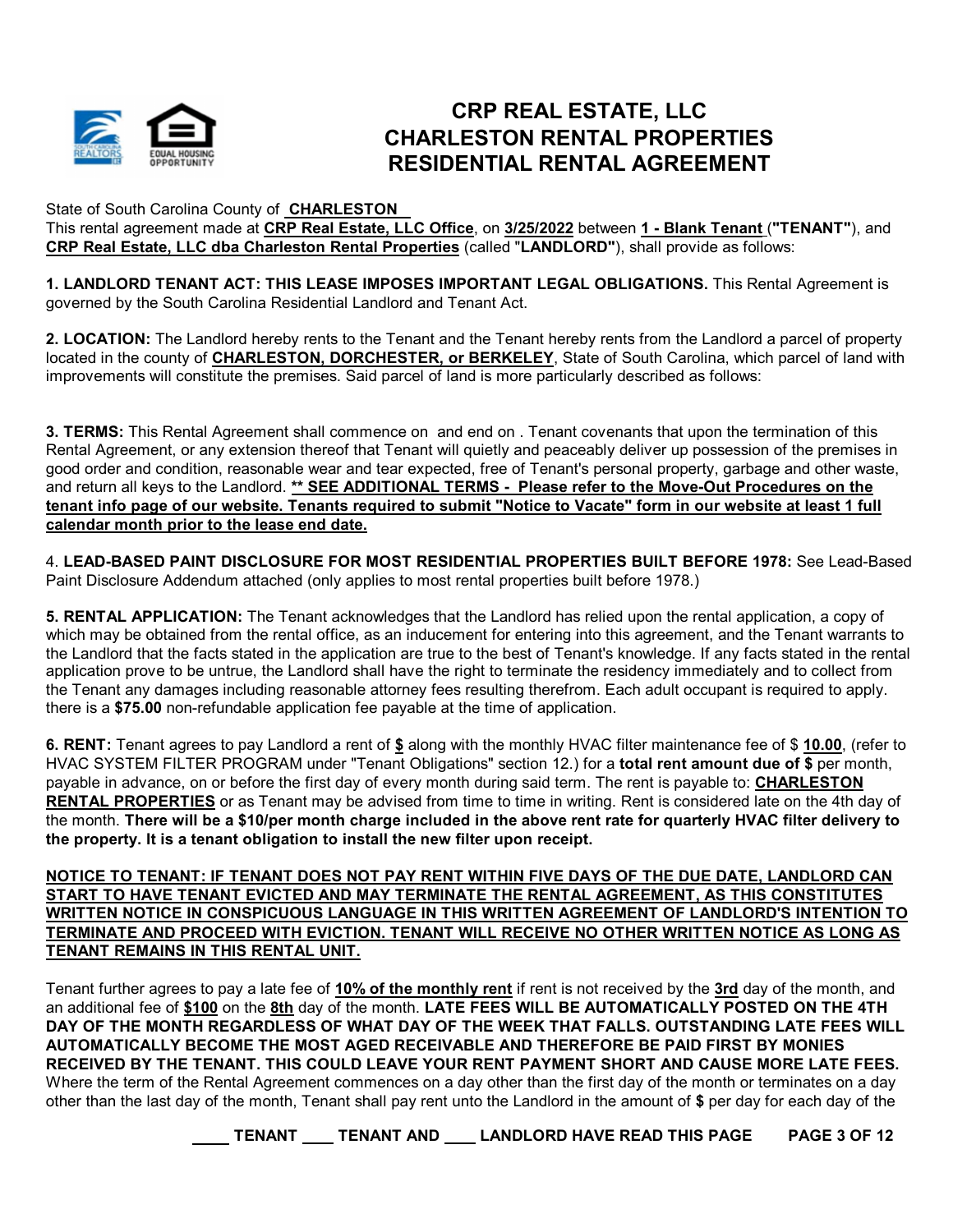# CRP REAL ESTATE, LLC
# CHARLESTON RENTAL PROPERTIES
# RESIDENTIAL RENTAL AGREEMENT

State of South Carolina County of **CHARLESTON**
This rental agreement made at **CRP Real Estate, LLC Office**, on **3/25/2022** between **1 - Blank Tenant** (**"TENANT"**), and **CRP Real Estate, LLC dba Charleston Rental Properties** (called "**LANDLORD"**), shall provide as follows:

**1. LANDLORD TENANT ACT: THIS LEASE IMPOSES IMPORTANT LEGAL OBLIGATIONS.** This Rental Agreement is governed by the South Carolina Residential Landlord and Tenant Act.

**2. LOCATION:** The Landlord hereby rents to the Tenant and the Tenant hereby rents from the Landlord a parcel of property located in the county of **CHARLESTON, DORCHESTER, or BERKELEY**, State of South Carolina, which parcel of land with improvements will constitute the premises. Said parcel of land is more particularly described as follows:

**3. TERMS:** This Rental Agreement shall commence on and end on . Tenant covenants that upon the termination of this Rental Agreement, or any extension thereof that Tenant will quietly and peaceably deliver up possession of the premises in good order and condition, reasonable wear and tear expected, free of Tenant's personal property, garbage and other waste, and return all keys to the Landlord. **\*\* SEE ADDITIONAL TERMS - Please refer to the Move-Out Procedures on the tenant info page of our website. Tenants required to submit "Notice to Vacate" form in our website at least 1 full calendar month prior to the lease end date.**

4. **LEAD-BASED PAINT DISCLOSURE FOR MOST RESIDENTIAL PROPERTIES BUILT BEFORE 1978:** See Lead-Based Paint Disclosure Addendum attached (only applies to most rental properties built before 1978.)

**5. RENTAL APPLICATION:** The Tenant acknowledges that the Landlord has relied upon the rental application, a copy of which may be obtained from the rental office, as an inducement for entering into this agreement, and the Tenant warrants to the Landlord that the facts stated in the application are true to the best of Tenant's knowledge. If any facts stated in the rental application prove to be untrue, the Landlord shall have the right to terminate the residency immediately and to collect from the Tenant any damages including reasonable attorney fees resulting therefrom. Each adult occupant is required to apply. there is a **$75.00** non-refundable application fee payable at the time of application.

**6. RENT:** Tenant agrees to pay Landlord a rent of **$** along with the monthly HVAC filter maintenance fee of $ **10.00**, (refer to HVAC SYSTEM FILTER PROGRAM under "Tenant Obligations" section 12.) for a **total rent amount due of $** per month, payable in advance, on or before the first day of every month during said term. The rent is payable to: **CHARLESTON RENTAL PROPERTIES** or as Tenant may be advised from time to time in writing. Rent is considered late on the 4th day of the month. **There will be a $10/per month charge included in the above rent rate for quarterly HVAC filter delivery to the property. It is a tenant obligation to install the new filter upon receipt.**

**NOTICE TO TENANT: IF TENANT DOES NOT PAY RENT WITHIN FIVE DAYS OF THE DUE DATE, LANDLORD CAN START TO HAVE TENANT EVICTED AND MAY TERMINATE THE RENTAL AGREEMENT, AS THIS CONSTITUTES WRITTEN NOTICE IN CONSPICUOUS LANGUAGE IN THIS WRITTEN AGREEMENT OF LANDLORD'S INTENTION TO TERMINATE AND PROCEED WITH EVICTION. TENANT WILL RECEIVE NO OTHER WRITTEN NOTICE AS LONG AS TENANT REMAINS IN THIS RENTAL UNIT.**

Tenant further agrees to pay a late fee of **10% of the monthly rent** if rent is not received by the **3rd** day of the month, and an additional fee of **$100** on the **8th** day of the month. **LATE FEES WILL BE AUTOMATICALLY POSTED ON THE 4TH DAY OF THE MONTH REGARDLESS OF WHAT DAY OF THE WEEK THAT FALLS. OUTSTANDING LATE FEES WILL AUTOMATICALLY BECOME THE MOST AGED RECEIVABLE AND THEREFORE BE PAID FIRST BY MONIES RECEIVED BY THE TENANT. THIS COULD LEAVE YOUR RENT PAYMENT SHORT AND CAUSE MORE LATE FEES.** Where the term of the Rental Agreement commences on a day other than the first day of the month or terminates on a day other than the last day of the month, Tenant shall pay rent unto the Landlord in the amount of **$** per day for each day of the

\_\_\_\_ **TENANT** \_\_\_\_ **TENANT AND** \_\_\_\_ **LANDLORD HAVE READ THIS PAGE**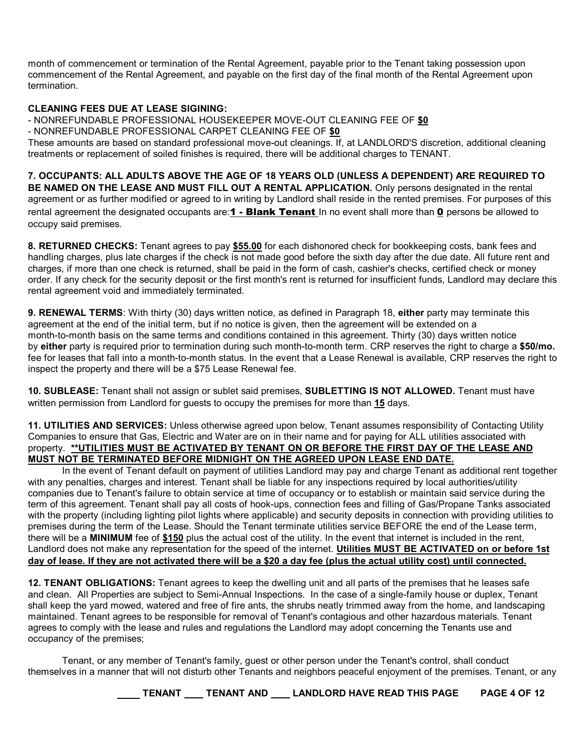month of commencement or termination of the Rental Agreement, payable prior to the Tenant taking possession upon commencement of the Rental Agreement, and payable on the first day of the final month of the Rental Agreement upon termination.

**CLEANING FEES DUE AT LEASE SIGINING:**

- NONREFUNDABLE PROFESSIONAL HOUSEKEEPER MOVE-OUT CLEANING FEE OF **$0**
- NONREFUNDABLE PROFESSIONAL CARPET CLEANING FEE OF **$0**

These amounts are based on standard professional move-out cleanings. If, at LANDLORD'S discretion, additional cleaning treatments or replacement of soiled finishes is required, there will be additional charges to TENANT.

**7. OCCUPANTS: ALL ADULTS ABOVE THE AGE OF 18 YEARS OLD (UNLESS A DEPENDENT) ARE REQUIRED TO BE NAMED ON THE LEASE AND MUST FILL OUT A RENTAL APPLICATION.** Only persons designated in the rental agreement or as further modified or agreed to in writing by Landlord shall reside in the rented premises. For purposes of this rental agreement the designated occupants are: **1 - Blank Tenant** In no event shall more than **0** persons be allowed to occupy said premises.

**8. RETURNED CHECKS:** Tenant agrees to pay **$55.00** for each dishonored check for bookkeeping costs, bank fees and handling charges, plus late charges if the check is not made good before the sixth day after the due date. All future rent and charges, if more than one check is returned, shall be paid in the form of cash, cashier's checks, certified check or money order. If any check for the security deposit or the first month's rent is returned for insufficient funds, Landlord may declare this rental agreement void and immediately terminated.

**9. RENEWAL TERMS**: With thirty (30) days written notice, as defined in Paragraph 18, **either** party may terminate this agreement at the end of the initial term, but if no notice is given, then the agreement will be extended on a month-to-month basis on the same terms and conditions contained in this agreement. Thirty (30) days written notice by **either** party is required prior to termination during such month-to-month term. CRP reserves the right to charge a **$50/mo.** fee for leases that fall into a month-to-month status. In the event that a Lease Renewal is available, CRP reserves the right to inspect the property and there will be a $75 Lease Renewal fee.

**10. SUBLEASE:** Tenant shall not assign or sublet said premises, **SUBLETTING IS NOT ALLOWED.** Tenant must have written permission from Landlord for guests to occupy the premises for more than **15** days.

**11. UTILITIES AND SERVICES:** Unless otherwise agreed upon below, Tenant assumes responsibility of Contacting Utility Companies to ensure that Gas, Electric and Water are on in their name and for paying for ALL utilities associated with property. **\*\*UTILITIES MUST BE ACTIVATED BY TENANT ON OR BEFORE THE FIRST DAY OF THE LEASE AND MUST NOT BE TERMINATED BEFORE MIDNIGHT ON THE AGREED UPON LEASE END DATE.**

In the event of Tenant default on payment of utilities Landlord may pay and charge Tenant as additional rent together with any penalties, charges and interest. Tenant shall be liable for any inspections required by local authorities/utility companies due to Tenant's failure to obtain service at time of occupancy or to establish or maintain said service during the term of this agreement. Tenant shall pay all costs of hook-ups, connection fees and filling of Gas/Propane Tanks associated with the property (including lighting pilot lights where applicable) and security deposits in connection with providing utilities to premises during the term of the Lease. Should the Tenant terminate utilities service BEFORE the end of the Lease term, there will be a **MINIMUM** fee of **$150** plus the actual cost of the utility. In the event that internet is included in the rent, Landlord does not make any representation for the speed of the internet. **Utilities MUST BE ACTIVATED on or before 1st day of lease. If they are not activated there will be a $20 a day fee (plus the actual utility cost) until connected.**

**12. TENANT OBLIGATIONS:** Tenant agrees to keep the dwelling unit and all parts of the premises that he leases safe and clean. All Properties are subject to Semi-Annual Inspections. In the case of a single-family house or duplex, Tenant shall keep the yard mowed, watered and free of fire ants, the shrubs neatly trimmed away from the home, and landscaping maintained. Tenant agrees to be responsible for removal of Tenant's contagious and other hazardous materials. Tenant agrees to comply with the lease and rules and regulations the Landlord may adopt concerning the Tenants use and occupancy of the premises;

Tenant, or any member of Tenant's family, guest or other person under the Tenant's control, shall conduct themselves in a manner that will not disturb other Tenants and neighbors peaceful enjoyment of the premises. Tenant, or any

____ TENANT ____ TENANT AND ____ LANDLORD HAVE READ THIS PAGE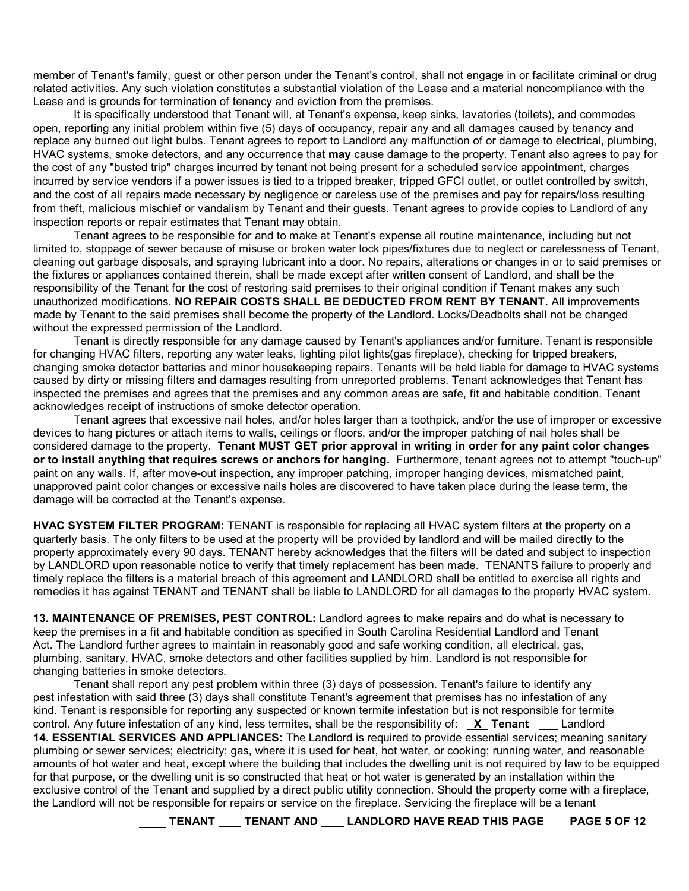member of Tenant's family, guest or other person under the Tenant's control, shall not engage in or facilitate criminal or drug related activities. Any such violation constitutes a substantial violation of the Lease and a material noncompliance with the Lease and is grounds for termination of tenancy and eviction from the premises.

It is specifically understood that Tenant will, at Tenant's expense, keep sinks, lavatories (toilets), and commodes open, reporting any initial problem within five (5) days of occupancy, repair any and all damages caused by tenancy and replace any burned out light bulbs. Tenant agrees to report to Landlord any malfunction of or damage to electrical, plumbing, HVAC systems, smoke detectors, and any occurrence that **may** cause damage to the property. Tenant also agrees to pay for the cost of any "busted trip" charges incurred by tenant not being present for a scheduled service appointment, charges incurred by service vendors if a power issues is tied to a tripped breaker, tripped GFCI outlet, or outlet controlled by switch, and the cost of all repairs made necessary by negligence or careless use of the premises and pay for repairs/loss resulting from theft, malicious mischief or vandalism by Tenant and their guests. Tenant agrees to provide copies to Landlord of any inspection reports or repair estimates that Tenant may obtain.

Tenant agrees to be responsible for and to make at Tenant's expense all routine maintenance, including but not limited to, stoppage of sewer because of misuse or broken water lock pipes/fixtures due to neglect or carelessness of Tenant, cleaning out garbage disposals, and spraying lubricant into a door. No repairs, alterations or changes in or to said premises or the fixtures or appliances contained therein, shall be made except after written consent of Landlord, and shall be the responsibility of the Tenant for the cost of restoring said premises to their original condition if Tenant makes any such unauthorized modifications. **NO REPAIR COSTS SHALL BE DEDUCTED FROM RENT BY TENANT.** All improvements made by Tenant to the said premises shall become the property of the Landlord. Locks/Deadbolts shall not be changed without the expressed permission of the Landlord.

Tenant is directly responsible for any damage caused by Tenant's appliances and/or furniture. Tenant is responsible for changing HVAC filters, reporting any water leaks, lighting pilot lights(gas fireplace), checking for tripped breakers, changing smoke detector batteries and minor housekeeping repairs. Tenants will be held liable for damage to HVAC systems caused by dirty or missing filters and damages resulting from unreported problems. Tenant acknowledges that Tenant has inspected the premises and agrees that the premises and any common areas are safe, fit and habitable condition. Tenant acknowledges receipt of instructions of smoke detector operation.

Tenant agrees that excessive nail holes, and/or holes larger than a toothpick, and/or the use of improper or excessive devices to hang pictures or attach items to walls, ceilings or floors, and/or the improper patching of nail holes shall be considered damage to the property. **Tenant MUST GET prior approval in writing in order for any paint color changes or to install anything that requires screws or anchors for hanging.** Furthermore, tenant agrees not to attempt "touch-up" paint on any walls. If, after move-out inspection, any improper patching, improper hanging devices, mismatched paint, unapproved paint color changes or excessive nails holes are discovered to have taken place during the lease term, the damage will be corrected at the Tenant's expense.

**HVAC SYSTEM FILTER PROGRAM:** TENANT is responsible for replacing all HVAC system filters at the property on a quarterly basis. The only filters to be used at the property will be provided by landlord and will be mailed directly to the property approximately every 90 days. TENANT hereby acknowledges that the filters will be dated and subject to inspection by LANDLORD upon reasonable notice to verify that timely replacement has been made. TENANTS failure to properly and timely replace the filters is a material breach of this agreement and LANDLORD shall be entitled to exercise all rights and remedies it has against TENANT and TENANT shall be liable to LANDLORD for all damages to the property HVAC system.

**13. MAINTENANCE OF PREMISES, PEST CONTROL:** Landlord agrees to make repairs and do what is necessary to keep the premises in a fit and habitable condition as specified in South Carolina Residential Landlord and Tenant Act. The Landlord further agrees to maintain in reasonably good and safe working condition, all electrical, gas, plumbing, sanitary, HVAC, smoke detectors and other facilities supplied by him. Landlord is not responsible for changing batteries in smoke detectors.

Tenant shall report any pest problem within three (3) days of possession. Tenant's failure to identify any pest infestation with said three (3) days shall constitute Tenant's agreement that premises has no infestation of any kind. Tenant is responsible for reporting any suspected or known termite infestation but is not responsible for termite control. Any future infestation of any kind, less termites, shall be the responsibility of: **_X_ Tenant** ___ Landlord

**14. ESSENTIAL SERVICES AND APPLIANCES:** The Landlord is required to provide essential services; meaning sanitary plumbing or sewer services; electricity; gas, where it is used for heat, hot water, or cooking; running water, and reasonable amounts of hot water and heat, except where the building that includes the dwelling unit is not required by law to be equipped for that purpose, or the dwelling unit is so constructed that heat or hot water is generated by an installation within the exclusive control of the Tenant and supplied by a direct public utility connection. Should the property come with a fireplace, the Landlord will not be responsible for repairs or service on the fireplace. Servicing the fireplace will be a tenant

**____ TENANT ____ TENANT AND ____ LANDLORD HAVE READ THIS PAGE**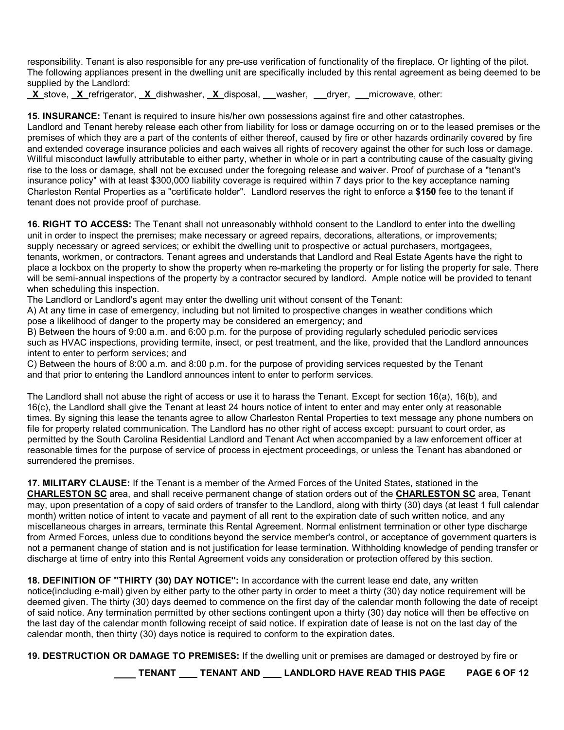responsibility. Tenant is also responsible for any pre-use verification of functionality of the fireplace. Or lighting of the pilot. The following appliances present in the dwelling unit are specifically included by this rental agreement as being deemed to be supplied by the Landlord:

**X** stove, **X** refrigerator, **X** dishwasher, **X** disposal, \_\_ washer, \_\_ dryer, \_\_ microwave, other:

**15. INSURANCE:** Tenant is required to insure his/her own possessions against fire and other catastrophes.
Landlord and Tenant hereby release each other from liability for loss or damage occurring on or to the leased premises or the premises of which they are a part of the contents of either thereof, caused by fire or other hazards ordinarily covered by fire and extended coverage insurance policies and each waives all rights of recovery against the other for such loss or damage. Willful misconduct lawfully attributable to either party, whether in whole or in part a contributing cause of the casualty giving rise to the loss or damage, shall not be excused under the foregoing release and waiver. Proof of purchase of a "tenant's insurance policy" with at least $300,000 liability coverage is required within 7 days prior to the key acceptance naming Charleston Rental Properties as a "certificate holder". Landlord reserves the right to enforce a **$150** fee to the tenant if tenant does not provide proof of purchase.

**16. RIGHT TO ACCESS:** The Tenant shall not unreasonably withhold consent to the Landlord to enter into the dwelling unit in order to inspect the premises; make necessary or agreed repairs, decorations, alterations, or improvements; supply necessary or agreed services; or exhibit the dwelling unit to prospective or actual purchasers, mortgagees, tenants, workmen, or contractors. Tenant agrees and understands that Landlord and Real Estate Agents have the right to place a lockbox on the property to show the property when re-marketing the property or for listing the property for sale. There will be semi-annual inspections of the property by a contractor secured by landlord. Ample notice will be provided to tenant when scheduling this inspection.

The Landlord or Landlord's agent may enter the dwelling unit without consent of the Tenant:

A) At any time in case of emergency, including but not limited to prospective changes in weather conditions which pose a likelihood of danger to the property may be considered an emergency; and

B) Between the hours of 9:00 a.m. and 6:00 p.m. for the purpose of providing regularly scheduled periodic services such as HVAC inspections, providing termite, insect, or pest treatment, and the like, provided that the Landlord announces intent to enter to perform services; and

C) Between the hours of 8:00 a.m. and 8:00 p.m. for the purpose of providing services requested by the Tenant and that prior to entering the Landlord announces intent to enter to perform services.

The Landlord shall not abuse the right of access or use it to harass the Tenant. Except for section 16(a), 16(b), and 16(c), the Landlord shall give the Tenant at least 24 hours notice of intent to enter and may enter only at reasonable times. By signing this lease the tenants agree to allow Charleston Rental Properties to text message any phone numbers on file for property related communication. The Landlord has no other right of access except: pursuant to court order, as permitted by the South Carolina Residential Landlord and Tenant Act when accompanied by a law enforcement officer at reasonable times for the purpose of service of process in ejectment proceedings, or unless the Tenant has abandoned or surrendered the premises.

**17. MILITARY CLAUSE:** If the Tenant is a member of the Armed Forces of the United States, stationed in the **CHARLESTON SC** area, and shall receive permanent change of station orders out of the **CHARLESTON SC** area, Tenant may, upon presentation of a copy of said orders of transfer to the Landlord, along with thirty (30) days (at least 1 full calendar month) written notice of intent to vacate and payment of all rent to the expiration date of such written notice, and any miscellaneous charges in arrears, terminate this Rental Agreement. Normal enlistment termination or other type discharge from Armed Forces, unless due to conditions beyond the service member's control, or acceptance of government quarters is not a permanent change of station and is not justification for lease termination. Withholding knowledge of pending transfer or discharge at time of entry into this Rental Agreement voids any consideration or protection offered by this section.

**18. DEFINITION OF "THIRTY (30) DAY NOTICE":** In accordance with the current lease end date, any written notice(including e-mail) given by either party to the other party in order to meet a thirty (30) day notice requirement will be deemed given. The thirty (30) days deemed to commence on the first day of the calendar month following the date of receipt of said notice. Any termination permitted by other sections contingent upon a thirty (30) day notice will then be effective on the last day of the calendar month following receipt of said notice. If expiration date of lease is not on the last day of the calendar month, then thirty (30) days notice is required to conform to the expiration dates.

**19. DESTRUCTION OR DAMAGE TO PREMISES:** If the dwelling unit or premises are damaged or destroyed by fire or

**\_\_\_\_ TENANT \_\_\_\_ TENANT AND \_\_\_\_ LANDLORD HAVE READ THIS PAGE**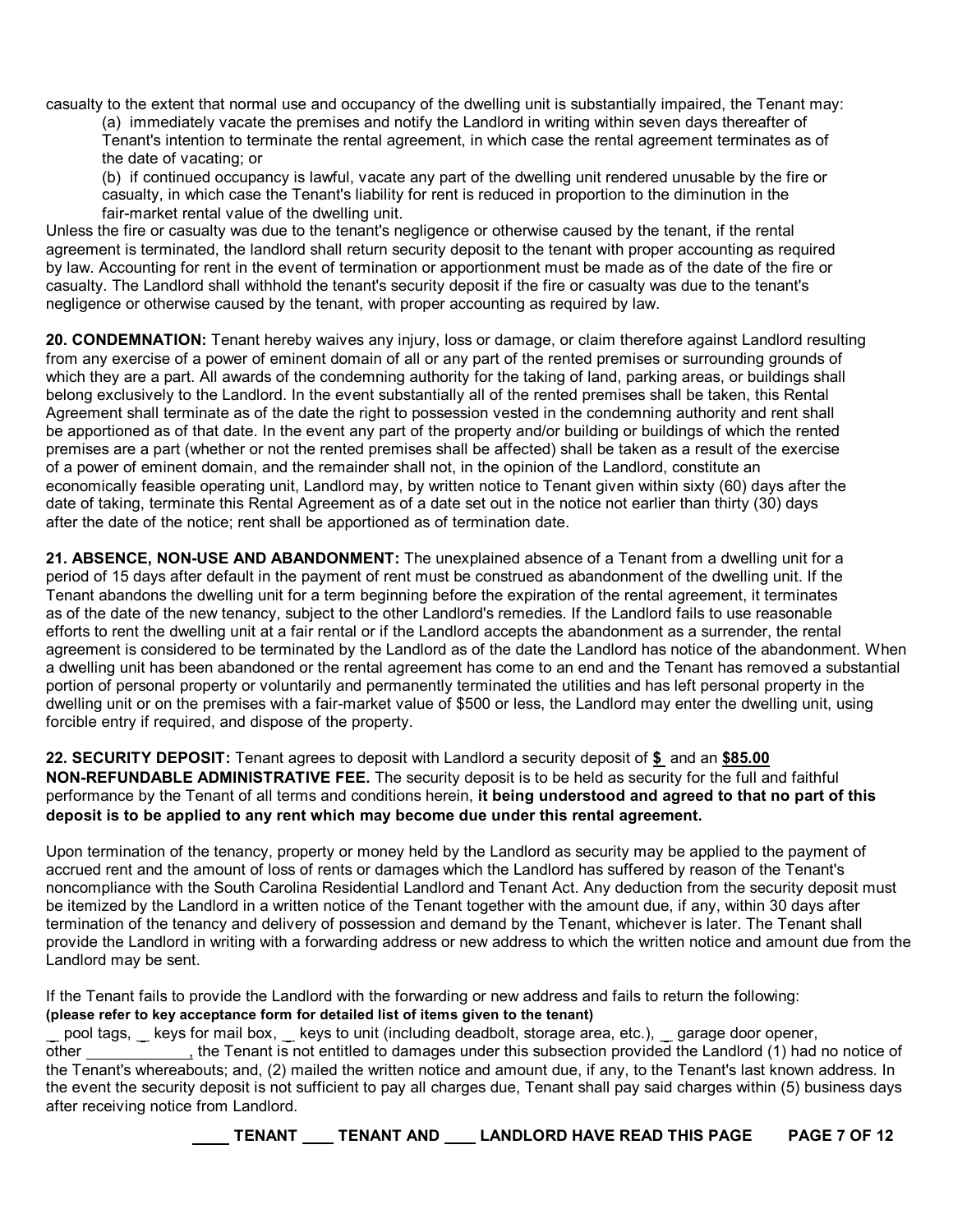casualty to the extent that normal use and occupancy of the dwelling unit is substantially impaired, the Tenant may:

(a) immediately vacate the premises and notify the Landlord in writing within seven days thereafter of Tenant's intention to terminate the rental agreement, in which case the rental agreement terminates as of the date of vacating; or

(b) if continued occupancy is lawful, vacate any part of the dwelling unit rendered unusable by the fire or casualty, in which case the Tenant's liability for rent is reduced in proportion to the diminution in the fair-market rental value of the dwelling unit.

Unless the fire or casualty was due to the tenant's negligence or otherwise caused by the tenant, if the rental agreement is terminated, the landlord shall return security deposit to the tenant with proper accounting as required by law. Accounting for rent in the event of termination or apportionment must be made as of the date of the fire or casualty. The Landlord shall withhold the tenant's security deposit if the fire or casualty was due to the tenant's negligence or otherwise caused by the tenant, with proper accounting as required by law.

**20. CONDEMNATION:** Tenant hereby waives any injury, loss or damage, or claim therefore against Landlord resulting from any exercise of a power of eminent domain of all or any part of the rented premises or surrounding grounds of which they are a part. All awards of the condemning authority for the taking of land, parking areas, or buildings shall belong exclusively to the Landlord. In the event substantially all of the rented premises shall be taken, this Rental Agreement shall terminate as of the date the right to possession vested in the condemning authority and rent shall be apportioned as of that date. In the event any part of the property and/or building or buildings of which the rented premises are a part (whether or not the rented premises shall be affected) shall be taken as a result of the exercise of a power of eminent domain, and the remainder shall not, in the opinion of the Landlord, constitute an economically feasible operating unit, Landlord may, by written notice to Tenant given within sixty (60) days after the date of taking, terminate this Rental Agreement as of a date set out in the notice not earlier than thirty (30) days after the date of the notice; rent shall be apportioned as of termination date.

**21. ABSENCE, NON-USE AND ABANDONMENT:** The unexplained absence of a Tenant from a dwelling unit for a period of 15 days after default in the payment of rent must be construed as abandonment of the dwelling unit. If the Tenant abandons the dwelling unit for a term beginning before the expiration of the rental agreement, it terminates as of the date of the new tenancy, subject to the other Landlord's remedies. If the Landlord fails to use reasonable efforts to rent the dwelling unit at a fair rental or if the Landlord accepts the abandonment as a surrender, the rental agreement is considered to be terminated by the Landlord as of the date the Landlord has notice of the abandonment. When a dwelling unit has been abandoned or the rental agreement has come to an end and the Tenant has removed a substantial portion of personal property or voluntarily and permanently terminated the utilities and has left personal property in the dwelling unit or on the premises with a fair-market value of $500 or less, the Landlord may enter the dwelling unit, using forcible entry if required, and dispose of the property.

**22. SECURITY DEPOSIT:** Tenant agrees to deposit with Landlord a security deposit of **$ ** and an **$85.00 NON-REFUNDABLE ADMINISTRATIVE FEE.** The security deposit is to be held as security for the full and faithful performance by the Tenant of all terms and conditions herein, **it being understood and agreed to that no part of this deposit is to be applied to any rent which may become due under this rental agreement.**

Upon termination of the tenancy, property or money held by the Landlord as security may be applied to the payment of accrued rent and the amount of loss of rents or damages which the Landlord has suffered by reason of the Tenant's noncompliance with the South Carolina Residential Landlord and Tenant Act. Any deduction from the security deposit must be itemized by the Landlord in a written notice of the Tenant together with the amount due, if any, within 30 days after termination of the tenancy and delivery of possession and demand by the Tenant, whichever is later. The Tenant shall provide the Landlord in writing with a forwarding address or new address to which the written notice and amount due from the Landlord may be sent.

If the Tenant fails to provide the Landlord with the forwarding or new address and fails to return the following:
**(please refer to key acceptance form for detailed list of items given to the tenant)**
__ pool tags, __ keys for mail box, __ keys to unit (including deadbolt, storage area, etc.), __ garage door opener, other ____________, the Tenant is not entitled to damages under this subsection provided the Landlord (1) had no notice of the Tenant's whereabouts; and, (2) mailed the written notice and amount due, if any, to the Tenant's last known address. In the event the security deposit is not sufficient to pay all charges due, Tenant shall pay said charges within (5) business days after receiving notice from Landlord.

**____ TENANT ____ TENANT AND ____ LANDLORD HAVE READ THIS PAGE**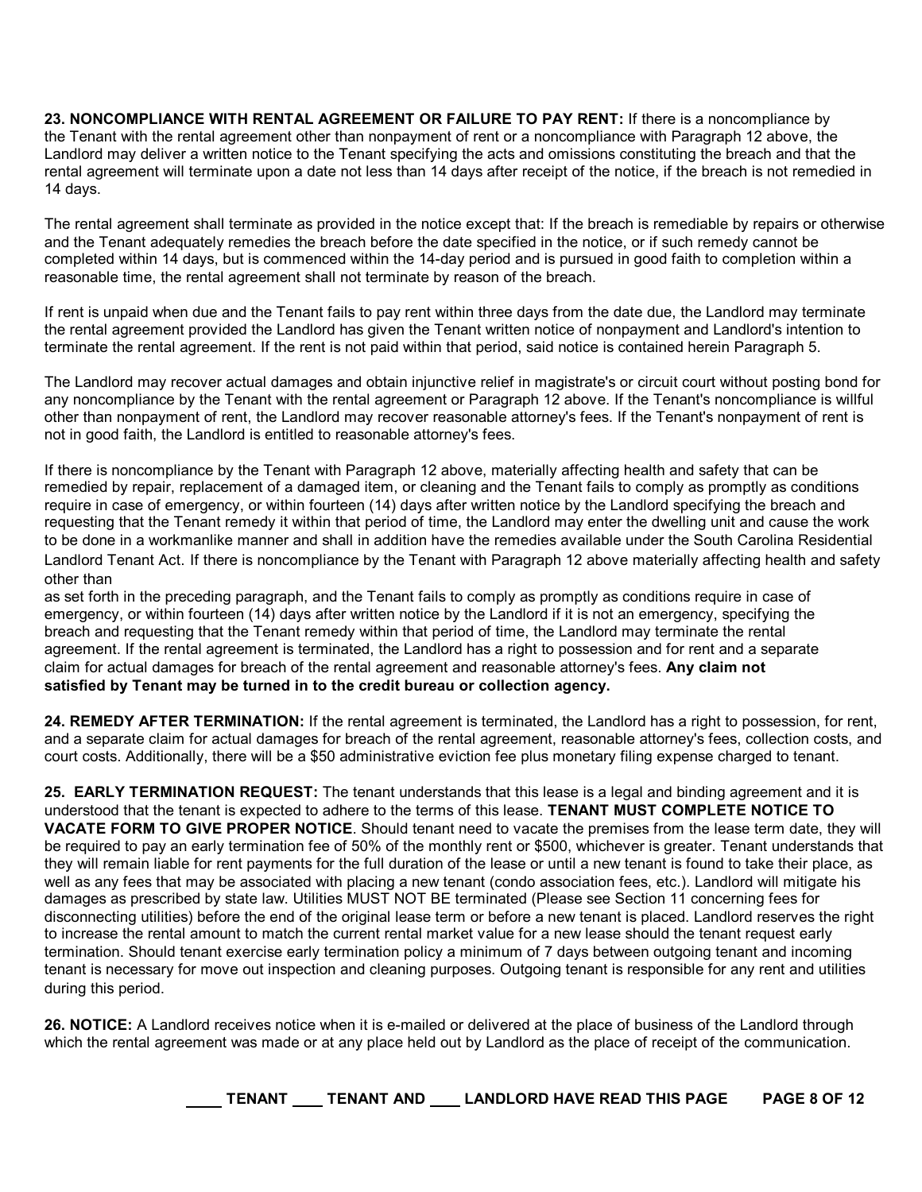**23. NONCOMPLIANCE WITH RENTAL AGREEMENT OR FAILURE TO PAY RENT:** If there is a noncompliance by the Tenant with the rental agreement other than nonpayment of rent or a noncompliance with Paragraph 12 above, the Landlord may deliver a written notice to the Tenant specifying the acts and omissions constituting the breach and that the rental agreement will terminate upon a date not less than 14 days after receipt of the notice, if the breach is not remedied in 14 days.

The rental agreement shall terminate as provided in the notice except that: If the breach is remediable by repairs or otherwise and the Tenant adequately remedies the breach before the date specified in the notice, or if such remedy cannot be completed within 14 days, but is commenced within the 14-day period and is pursued in good faith to completion within a reasonable time, the rental agreement shall not terminate by reason of the breach.

If rent is unpaid when due and the Tenant fails to pay rent within three days from the date due, the Landlord may terminate the rental agreement provided the Landlord has given the Tenant written notice of nonpayment and Landlord's intention to terminate the rental agreement. If the rent is not paid within that period, said notice is contained herein Paragraph 5.

The Landlord may recover actual damages and obtain injunctive relief in magistrate's or circuit court without posting bond for any noncompliance by the Tenant with the rental agreement or Paragraph 12 above. If the Tenant's noncompliance is willful other than nonpayment of rent, the Landlord may recover reasonable attorney's fees. If the Tenant's nonpayment of rent is not in good faith, the Landlord is entitled to reasonable attorney's fees.

If there is noncompliance by the Tenant with Paragraph 12 above, materially affecting health and safety that can be remedied by repair, replacement of a damaged item, or cleaning and the Tenant fails to comply as promptly as conditions require in case of emergency, or within fourteen (14) days after written notice by the Landlord specifying the breach and requesting that the Tenant remedy it within that period of time, the Landlord may enter the dwelling unit and cause the work to be done in a workmanlike manner and shall in addition have the remedies available under the South Carolina Residential Landlord Tenant Act. If there is noncompliance by the Tenant with Paragraph 12 above materially affecting health and safety other than
as set forth in the preceding paragraph, and the Tenant fails to comply as promptly as conditions require in case of emergency, or within fourteen (14) days after written notice by the Landlord if it is not an emergency, specifying the breach and requesting that the Tenant remedy within that period of time, the Landlord may terminate the rental agreement. If the rental agreement is terminated, the Landlord has a right to possession and for rent and a separate claim for actual damages for breach of the rental agreement and reasonable attorney's fees. **Any claim not satisfied by Tenant may be turned in to the credit bureau or collection agency.**

**24. REMEDY AFTER TERMINATION:** If the rental agreement is terminated, the Landlord has a right to possession, for rent, and a separate claim for actual damages for breach of the rental agreement, reasonable attorney's fees, collection costs, and court costs. Additionally, there will be a $50 administrative eviction fee plus monetary filing expense charged to tenant.

**25. EARLY TERMINATION REQUEST:** The tenant understands that this lease is a legal and binding agreement and it is understood that the tenant is expected to adhere to the terms of this lease. **TENANT MUST COMPLETE NOTICE TO VACATE FORM TO GIVE PROPER NOTICE**. Should tenant need to vacate the premises from the lease term date, they will be required to pay an early termination fee of 50% of the monthly rent or $500, whichever is greater. Tenant understands that they will remain liable for rent payments for the full duration of the lease or until a new tenant is found to take their place, as well as any fees that may be associated with placing a new tenant (condo association fees, etc.). Landlord will mitigate his damages as prescribed by state law. Utilities MUST NOT BE terminated (Please see Section 11 concerning fees for disconnecting utilities) before the end of the original lease term or before a new tenant is placed. Landlord reserves the right to increase the rental amount to match the current rental market value for a new lease should the tenant request early termination. Should tenant exercise early termination policy a minimum of 7 days between outgoing tenant and incoming tenant is necessary for move out inspection and cleaning purposes. Outgoing tenant is responsible for any rent and utilities during this period.

**26. NOTICE:** A Landlord receives notice when it is e-mailed or delivered at the place of business of the Landlord through which the rental agreement was made or at any place held out by Landlord as the place of receipt of the communication.

**____ TENANT ____ TENANT AND ____ LANDLORD HAVE READ THIS PAGE**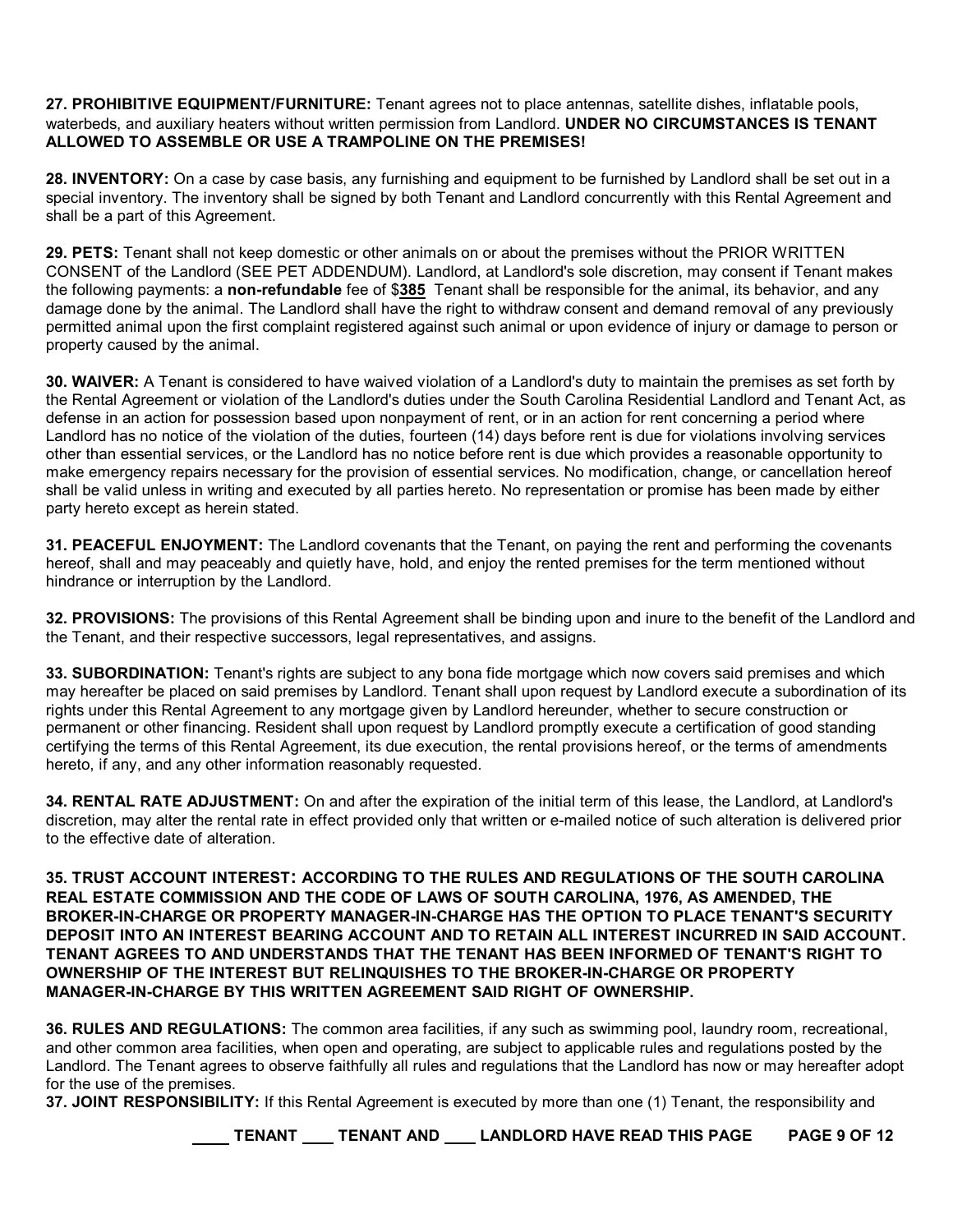**27. PROHIBITIVE EQUIPMENT/FURNITURE:** Tenant agrees not to place antennas, satellite dishes, inflatable pools, waterbeds, and auxiliary heaters without written permission from Landlord. **UNDER NO CIRCUMSTANCES IS TENANT ALLOWED TO ASSEMBLE OR USE A TRAMPOLINE ON THE PREMISES!**

**28. INVENTORY:** On a case by case basis, any furnishing and equipment to be furnished by Landlord shall be set out in a special inventory. The inventory shall be signed by both Tenant and Landlord concurrently with this Rental Agreement and shall be a part of this Agreement.

**29. PETS:** Tenant shall not keep domestic or other animals on or about the premises without the PRIOR WRITTEN CONSENT of the Landlord (SEE PET ADDENDUM). Landlord, at Landlord's sole discretion, may consent if Tenant makes the following payments: a **non-refundable** fee of $**385** Tenant shall be responsible for the animal, its behavior, and any damage done by the animal. The Landlord shall have the right to withdraw consent and demand removal of any previously permitted animal upon the first complaint registered against such animal or upon evidence of injury or damage to person or property caused by the animal.

**30. WAIVER:** A Tenant is considered to have waived violation of a Landlord's duty to maintain the premises as set forth by the Rental Agreement or violation of the Landlord's duties under the South Carolina Residential Landlord and Tenant Act, as defense in an action for possession based upon nonpayment of rent, or in an action for rent concerning a period where Landlord has no notice of the violation of the duties, fourteen (14) days before rent is due for violations involving services other than essential services, or the Landlord has no notice before rent is due which provides a reasonable opportunity to make emergency repairs necessary for the provision of essential services. No modification, change, or cancellation hereof shall be valid unless in writing and executed by all parties hereto. No representation or promise has been made by either party hereto except as herein stated.

**31. PEACEFUL ENJOYMENT:** The Landlord covenants that the Tenant, on paying the rent and performing the covenants hereof, shall and may peaceably and quietly have, hold, and enjoy the rented premises for the term mentioned without hindrance or interruption by the Landlord.

**32. PROVISIONS:** The provisions of this Rental Agreement shall be binding upon and inure to the benefit of the Landlord and the Tenant, and their respective successors, legal representatives, and assigns.

**33. SUBORDINATION:** Tenant's rights are subject to any bona fide mortgage which now covers said premises and which may hereafter be placed on said premises by Landlord. Tenant shall upon request by Landlord execute a subordination of its rights under this Rental Agreement to any mortgage given by Landlord hereunder, whether to secure construction or permanent or other financing. Resident shall upon request by Landlord promptly execute a certification of good standing certifying the terms of this Rental Agreement, its due execution, the rental provisions hereof, or the terms of amendments hereto, if any, and any other information reasonably requested.

**34. RENTAL RATE ADJUSTMENT:** On and after the expiration of the initial term of this lease, the Landlord, at Landlord's discretion, may alter the rental rate in effect provided only that written or e-mailed notice of such alteration is delivered prior to the effective date of alteration.

**35. TRUST ACCOUNT INTEREST: ACCORDING TO THE RULES AND REGULATIONS OF THE SOUTH CAROLINA REAL ESTATE COMMISSION AND THE CODE OF LAWS OF SOUTH CAROLINA, 1976, AS AMENDED, THE BROKER-IN-CHARGE OR PROPERTY MANAGER-IN-CHARGE HAS THE OPTION TO PLACE TENANT'S SECURITY DEPOSIT INTO AN INTEREST BEARING ACCOUNT AND TO RETAIN ALL INTEREST INCURRED IN SAID ACCOUNT. TENANT AGREES TO AND UNDERSTANDS THAT THE TENANT HAS BEEN INFORMED OF TENANT'S RIGHT TO OWNERSHIP OF THE INTEREST BUT RELINQUISHES TO THE BROKER-IN-CHARGE OR PROPERTY MANAGER-IN-CHARGE BY THIS WRITTEN AGREEMENT SAID RIGHT OF OWNERSHIP.**

**36. RULES AND REGULATIONS:** The common area facilities, if any such as swimming pool, laundry room, recreational, and other common area facilities, when open and operating, are subject to applicable rules and regulations posted by the Landlord. The Tenant agrees to observe faithfully all rules and regulations that the Landlord has now or may hereafter adopt for the use of the premises.

**37. JOINT RESPONSIBILITY:** If this Rental Agreement is executed by more than one (1) Tenant, the responsibility and

**\_\_\_\_ TENANT \_\_\_\_ TENANT AND \_\_\_\_ LANDLORD HAVE READ THIS PAGE**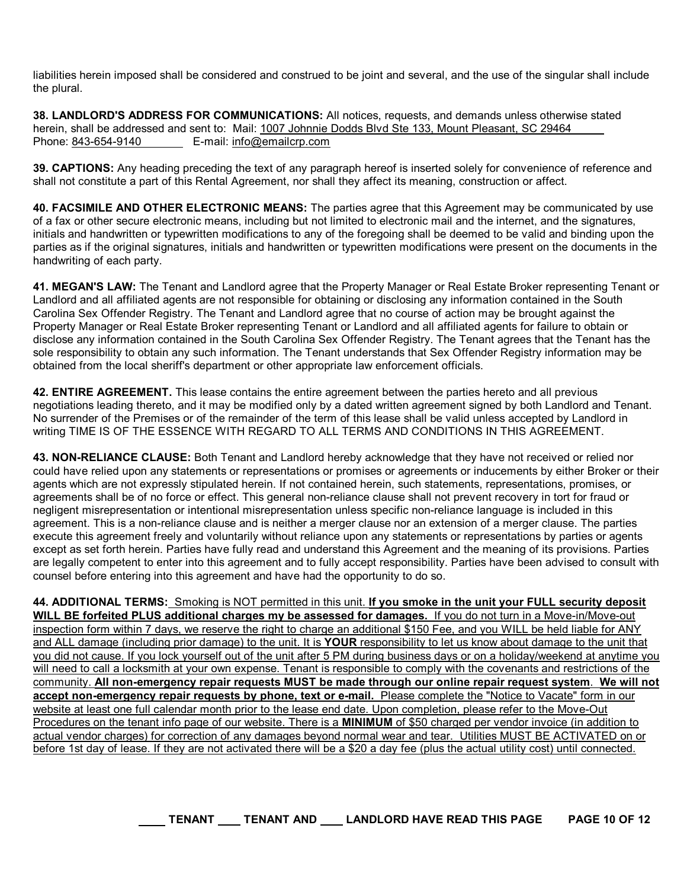liabilities herein imposed shall be considered and construed to be joint and several, and the use of the singular shall include the plural.

**38. LANDLORD'S ADDRESS FOR COMMUNICATIONS:** All notices, requests, and demands unless otherwise stated herein, shall be addressed and sent to: Mail: 1007 Johnnie Dodds Blvd Ste 133, Mount Pleasant, SC 29464
Phone: 843-654-9140 E-mail: info@emailcrp.com

**39. CAPTIONS:** Any heading preceding the text of any paragraph hereof is inserted solely for convenience of reference and shall not constitute a part of this Rental Agreement, nor shall they affect its meaning, construction or affect.

**40. FACSIMILE AND OTHER ELECTRONIC MEANS:** The parties agree that this Agreement may be communicated by use of a fax or other secure electronic means, including but not limited to electronic mail and the internet, and the signatures, initials and handwritten or typewritten modifications to any of the foregoing shall be deemed to be valid and binding upon the parties as if the original signatures, initials and handwritten or typewritten modifications were present on the documents in the handwriting of each party.

**41. MEGAN'S LAW:** The Tenant and Landlord agree that the Property Manager or Real Estate Broker representing Tenant or Landlord and all affiliated agents are not responsible for obtaining or disclosing any information contained in the South Carolina Sex Offender Registry. The Tenant and Landlord agree that no course of action may be brought against the Property Manager or Real Estate Broker representing Tenant or Landlord and all affiliated agents for failure to obtain or disclose any information contained in the South Carolina Sex Offender Registry. The Tenant agrees that the Tenant has the sole responsibility to obtain any such information. The Tenant understands that Sex Offender Registry information may be obtained from the local sheriff's department or other appropriate law enforcement officials.

**42. ENTIRE AGREEMENT.** This lease contains the entire agreement between the parties hereto and all previous negotiations leading thereto, and it may be modified only by a dated written agreement signed by both Landlord and Tenant. No surrender of the Premises or of the remainder of the term of this lease shall be valid unless accepted by Landlord in writing TIME IS OF THE ESSENCE WITH REGARD TO ALL TERMS AND CONDITIONS IN THIS AGREEMENT.

**43. NON-RELIANCE CLAUSE:** Both Tenant and Landlord hereby acknowledge that they have not received or relied nor could have relied upon any statements or representations or promises or agreements or inducements by either Broker or their agents which are not expressly stipulated herein. If not contained herein, such statements, representations, promises, or agreements shall be of no force or effect. This general non-reliance clause shall not prevent recovery in tort for fraud or negligent misrepresentation or intentional misrepresentation unless specific non-reliance language is included in this agreement. This is a non-reliance clause and is neither a merger clause nor an extension of a merger clause. The parties execute this agreement freely and voluntarily without reliance upon any statements or representations by parties or agents except as set forth herein. Parties have fully read and understand this Agreement and the meaning of its provisions. Parties are legally competent to enter into this agreement and to fully accept responsibility. Parties have been advised to consult with counsel before entering into this agreement and have had the opportunity to do so.

**44. ADDITIONAL TERMS:** Smoking is NOT permitted in this unit. **If you smoke in the unit your FULL security deposit WILL BE forfeited PLUS additional charges my be assessed for damages.** If you do not turn in a Move-in/Move-out inspection form within 7 days, we reserve the right to charge an additional $150 Fee, and you WILL be held liable for ANY and ALL damage (including prior damage) to the unit. It is **YOUR** responsibility to let us know about damage to the unit that you did not cause. If you lock yourself out of the unit after 5 PM during business days or on a holiday/weekend at anytime you will need to call a locksmith at your own expense. Tenant is responsible to comply with the covenants and restrictions of the community. **All non-emergency repair requests MUST be made through our online repair request system**. **We will not accept non-emergency repair requests by phone, text or e-mail.** Please complete the "Notice to Vacate" form in our website at least one full calendar month prior to the lease end date. Upon completion, please refer to the Move-Out Procedures on the tenant info page of our website. There is a **MINIMUM** of $50 charged per vendor invoice (in addition to actual vendor charges) for correction of any damages beyond normal wear and tear. Utilities MUST BE ACTIVATED on or before 1st day of lease. If they are not activated there will be a $20 a day fee (plus the actual utility cost) until connected.

**____ TENANT ____ TENANT AND ____ LANDLORD HAVE READ THIS PAGE**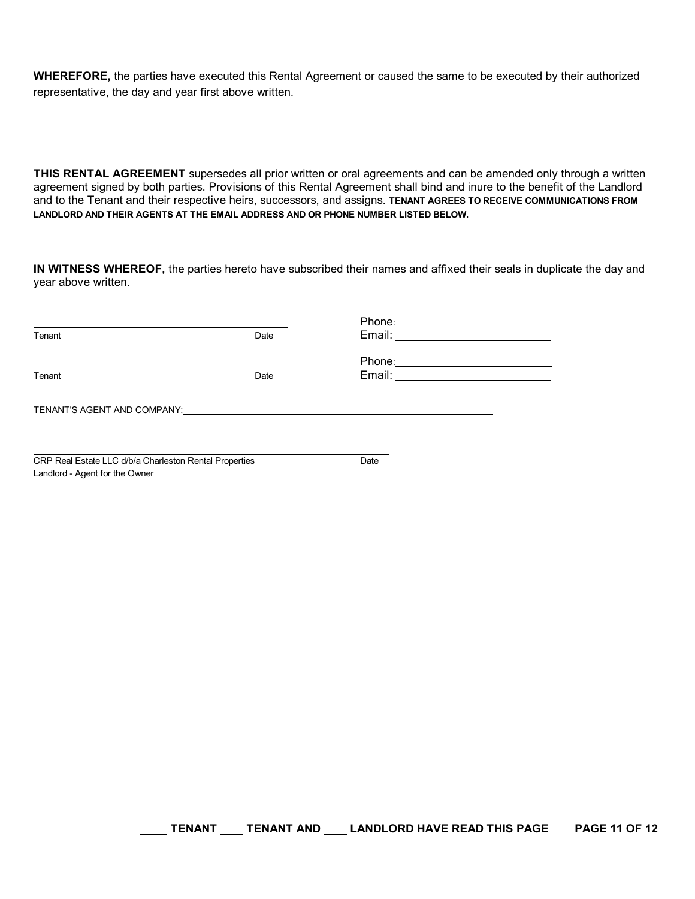**WHEREFORE,** the parties have executed this Rental Agreement or caused the same to be executed by their authorized representative, the day and year first above written.

**THIS RENTAL AGREEMENT** supersedes all prior written or oral agreements and can be amended only through a written agreement signed by both parties. Provisions of this Rental Agreement shall bind and inure to the benefit of the Landlord and to the Tenant and their respective heirs, successors, and assigns. **TENANT AGREES TO RECEIVE COMMUNICATIONS FROM LANDLORD AND THEIR AGENTS AT THE EMAIL ADDRESS AND OR PHONE NUMBER LISTED BELOW.**

**IN WITNESS WHEREOF,** the parties hereto have subscribed their names and affixed their seals in duplicate the day and year above written.

______________________________________________
Tenant                                                                  Date

Phone: ______________________________
Email: ______________________________

______________________________________________
Tenant                                                                  Date

Phone: ______________________________
Email: ______________________________

TENANT'S AGENT AND COMPANY: ______________________________________________

______________________________________________
CRP Real Estate LLC d/b/a Charleston Rental Properties          Date
Landlord - Agent for the Owner

**____ TENANT ____ TENANT AND ____ LANDLORD HAVE READ THIS PAGE**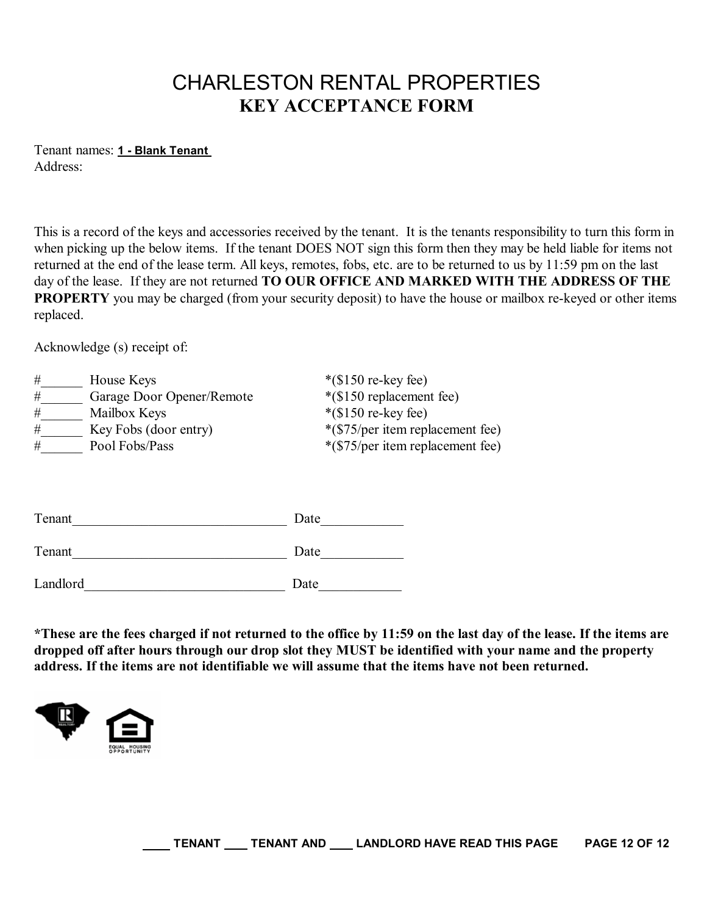# CHARLESTON RENTAL PROPERTIES

## KEY ACCEPTANCE FORM

Tenant names: **1 - Blank Tenant**
Address:

This is a record of the keys and accessories received by the tenant. It is the tenants responsibility to turn this form in when picking up the below items. If the tenant DOES NOT sign this form then they may be held liable for items not returned at the end of the lease term. All keys, remotes, fobs, etc. are to be returned to us by 11:59 pm on the last day of the lease. If they are not returned **TO OUR OFFICE AND MARKED WITH THE ADDRESS OF THE PROPERTY** you may be charged (from your security deposit) to have the house or mailbox re-keyed or other items replaced.

Acknowledge (s) receipt of:

| | | |
|---|---|---|
| #______ | House Keys | *($150 re-key fee) |
| #______ | Garage Door Opener/Remote | *($150 replacement fee) |
| #______ | Mailbox Keys | *($150 re-key fee) |
| #______ | Key Fobs (door entry) | *($75/per item replacement fee) |
| #______ | Pool Fobs/Pass | *($75/per item replacement fee) |

Tenant_______________________________ Date___________

Tenant_______________________________ Date___________

Landlord_____________________________ Date___________

**\*These are the fees charged if not returned to the office by 11:59 on the last day of the lease. If the items are dropped off after hours through our drop slot they MUST be identified with your name and the property address. If the items are not identifiable we will assume that the items have not been returned.**

EQUAL HOUSING OPPORTUNITY

**____ TENANT ____ TENANT AND ____ LANDLORD HAVE READ THIS PAGE**